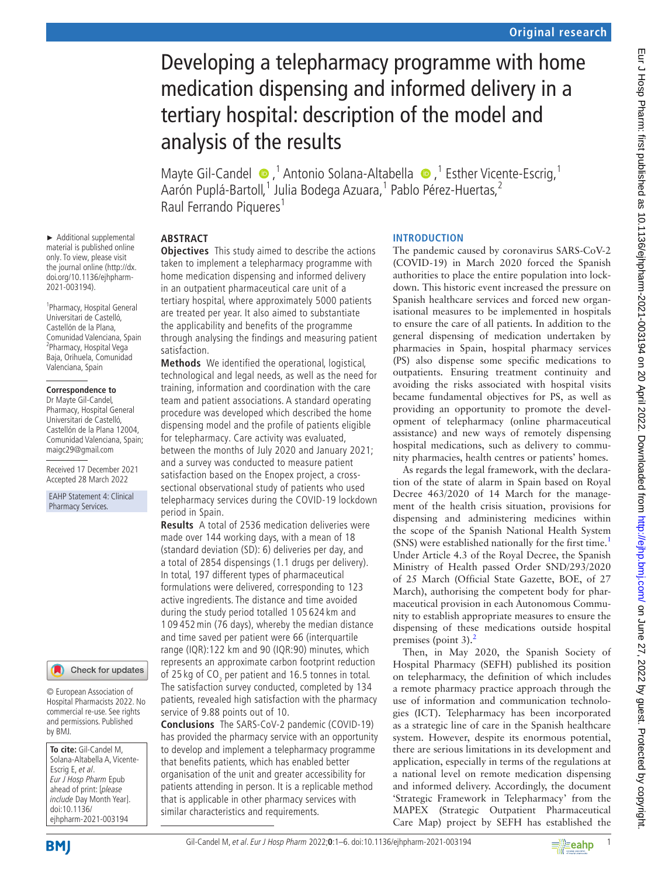# Developing a telepharmacy programme with home medication dispensing and informed delivery in a tertiary hospital: description of the model and analysis of the results

Mayte Gil-Candel,[1] Antonio Solana-Altabella,[1] Esther Vicente-Escrig,[1] Aarón Puplá-Bartoll,[1] Julia Bodega Azuara,[1] Pablo Pérez-Huertas,[2] Raul Ferrando Piqueres[1]

► Additional supplemental material is published online only. To view, please visit the journal online (http://dx.doi.org/10.1136/ejhpharm-2021-003194).

[1]Pharmacy, Hospital General Universitari de Castelló, Castellón de la Plana, Comunidad Valenciana, Spain
[2]Pharmacy, Hospital Vega Baja, Orihuela, Comunidad Valenciana, Spain

**Correspondence to**
Dr Mayte Gil-Candel, Pharmacy, Hospital General Universitari de Castelló, Castellón de la Plana 12004, Comunidad Valenciana, Spain; maigc29@gmail.com

Received 17 December 2021
Accepted 28 March 2022

EAHP Statement 4: Clinical Pharmacy Services.

© European Association of Hospital Pharmacists 2022. No commercial re-use. See rights and permissions. Published by BMJ.

**To cite:** Gil-Candel M, Solana-Altabella A, Vicente-Escrig E, *et al*. *Eur J Hosp Pharm* Epub ahead of print: [*please include* Day Month Year]. doi:10.1136/ejhpharm-2021-003194

## ABSTRACT

**Objectives** This study aimed to describe the actions taken to implement a telepharmacy programme with home medication dispensing and informed delivery in an outpatient pharmaceutical care unit of a tertiary hospital, where approximately 5000 patients are treated per year. It also aimed to substantiate the applicability and benefits of the programme through analysing the findings and measuring patient satisfaction.

**Methods** We identified the operational, logistical, technological and legal needs, as well as the need for training, information and coordination with the care team and patient associations. A standard operating procedure was developed which described the home dispensing model and the profile of patients eligible for telepharmacy. Care activity was evaluated, between the months of July 2020 and January 2021; and a survey was conducted to measure patient satisfaction based on the Enopex project, a cross-sectional observational study of patients who used telepharmacy services during the COVID-19 lockdown period in Spain.

**Results** A total of 2536 medication deliveries were made over 144 working days, with a mean of 18 (standard deviation (SD): 6) deliveries per day, and a total of 2854 dispensings (1.1 drugs per delivery). In total, 197 different types of pharmaceutical formulations were delivered, corresponding to 123 active ingredients. The distance and time avoided during the study period totalled 105 624 km and 109 452 min (76 days), whereby the median distance and time saved per patient were 66 (interquartile range (IQR):122 km and 90 (IQR:90) minutes, which represents an approximate carbon footprint reduction of 25 kg of $CO_2$ per patient and 16.5 tonnes in total. The satisfaction survey conducted, completed by 134 patients, revealed high satisfaction with the pharmacy service of 9.88 points out of 10.

**Conclusions** The SARS-CoV-2 pandemic (COVID-19) has provided the pharmacy service with an opportunity to develop and implement a telepharmacy programme that benefits patients, which has enabled better organisation of the unit and greater accessibility for patients attending in person. It is a replicable method that is applicable in other pharmacy services with similar characteristics and requirements.

## INTRODUCTION

The pandemic caused by coronavirus SARS-CoV-2 (COVID-19) in March 2020 forced the Spanish authorities to place the entire population into lockdown. This historic event increased the pressure on Spanish healthcare services and forced new organisational measures to be implemented in hospitals to ensure the care of all patients. In addition to the general dispensing of medication undertaken by pharmacies in Spain, hospital pharmacy services (PS) also dispense some specific medications to outpatients. Ensuring treatment continuity and avoiding the risks associated with hospital visits became fundamental objectives for PS, as well as providing an opportunity to promote the development of telepharmacy (online pharmaceutical assistance) and new ways of remotely dispensing hospital medications, such as delivery to community pharmacies, health centres or patients' homes.

As regards the legal framework, with the declaration of the state of alarm in Spain based on Royal Decree 463/2020 of 14 March for the management of the health crisis situation, provisions for dispensing and administering medicines within the scope of the Spanish National Health System (SNS) were established nationally for the first time.[1] Under Article 4.3 of the Royal Decree, the Spanish Ministry of Health passed Order SND/293/2020 of 25 March (Official State Gazette, BOE, of 27 March), authorising the competent body for pharmaceutical provision in each Autonomous Community to establish appropriate measures to ensure the dispensing of these medications outside hospital premises (point 3).[2]

Then, in May 2020, the Spanish Society of Hospital Pharmacy (SEFH) published its position on telepharmacy, the definition of which includes a remote pharmacy practice approach through the use of information and communication technologies (ICT). Telepharmacy has been incorporated as a strategic line of care in the Spanish healthcare system. However, despite its enormous potential, there are serious limitations in its development and application, especially in terms of the regulations at a national level on remote medication dispensing and informed delivery. Accordingly, the document 'Strategic Framework in Telepharmacy' from the MAPEX (Strategic Outpatient Pharmaceutical Care Map) project by SEFH has established the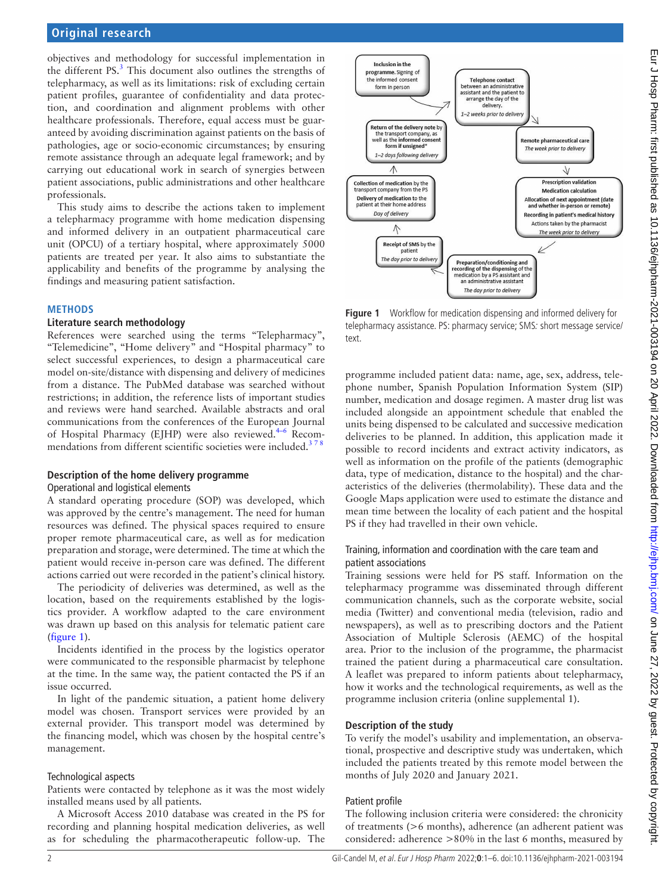objectives and methodology for successful implementation in the different PS.[3] This document also outlines the strengths of telepharmacy, as well as its limitations: risk of excluding certain patient profiles, guarantee of confidentiality and data protection, and coordination and alignment problems with other healthcare professionals. Therefore, equal access must be guaranteed by avoiding discrimination against patients on the basis of pathologies, age or socio-economic circumstances; by ensuring remote assistance through an adequate legal framework; and by carrying out educational work in search of synergies between patient associations, public administrations and other healthcare professionals.

This study aims to describe the actions taken to implement a telepharmacy programme with home medication dispensing and informed delivery in an outpatient pharmaceutical care unit (OPCU) of a tertiary hospital, where approximately 5000 patients are treated per year. It also aims to substantiate the applicability and benefits of the programme by analysing the findings and measuring patient satisfaction.

## METHODS

### Literature search methodology

References were searched using the terms "Telepharmacy", "Telemedicine", "Home delivery" and "Hospital pharmacy" to select successful experiences, to design a pharmaceutical care model on-site/distance with dispensing and delivery of medicines from a distance. The PubMed database was searched without restrictions; in addition, the reference lists of important studies and reviews were hand searched. Available abstracts and oral communications from the conferences of the European Journal of Hospital Pharmacy (EJHP) were also reviewed.[4–6] Recommendations from different scientific societies were included.[3 7 8]

### Description of the home delivery programme

#### Operational and logistical elements

A standard operating procedure (SOP) was developed, which was approved by the centre's management. The need for human resources was defined. The physical spaces required to ensure proper remote pharmaceutical care, as well as for medication preparation and storage, were determined. The time at which the patient would receive in-person care was defined. The different actions carried out were recorded in the patient's clinical history.

The periodicity of deliveries was determined, as well as the location, based on the requirements established by the logistics provider. A workflow adapted to the care environment was drawn up based on this analysis for telematic patient care (figure 1).

Incidents identified in the process by the logistics operator were communicated to the responsible pharmacist by telephone at the time. In the same way, the patient contacted the PS if an issue occurred.

In light of the pandemic situation, a patient home delivery model was chosen. Transport services were provided by an external provider. This transport model was determined by the financing model, which was chosen by the hospital centre's management.

#### Technological aspects

Patients were contacted by telephone as it was the most widely installed means used by all patients.

A Microsoft Access 2010 database was created in the PS for recording and planning hospital medication deliveries, as well as for scheduling the pharmacotherapeutic follow-up. The programme included patient data: name, age, sex, address, telephone number, Spanish Population Information System (SIP) number, medication and dosage regimen. A master drug list was included alongside an appointment schedule that enabled the units being dispensed to be calculated and successive medication deliveries to be planned. In addition, this application made it possible to record incidents and extract activity indicators, as well as information on the profile of the patients (demographic data, type of medication, distance to the hospital) and the characteristics of the deliveries (thermolability). These data and the Google Maps application were used to estimate the distance and mean time between the locality of each patient and the hospital PS if they had travelled in their own vehicle.

**Inclusion in the programme.** Signing of the informed consent form in person

**Telephone contact** between an administrative assistant and the patient to arrange the day of the delivery.
*1–2 weeks prior to delivery*

**Remote pharmaceutical care**
*The week prior to delivery*

**Prescription validation**
**Medication calculation**
**Allocation of next appointment (date and whether in-person or remote)**
**Recording in patient's medical history**
Actions taken by the pharmacist
*The week prior to delivery*

**Preparation/conditioning and recording of the dispensing of the medication by a PS assistant and an administrative assistant**
*The day prior to delivery*

**Receipt of SMS by the patient**
*The day prior to delivery*

**Collection of medication** by the transport company from the PS
**Delivery of medication** to the patient at their home address
*Day of delivery*

**Return of the delivery note** by the transport company, as well as the **informed consent form if unsigned***
*1–2 days following delivery*

**Figure 1** Workflow for medication dispensing and informed delivery for telepharmacy assistance. PS: pharmacy service; SMS*:* short message service/text.

#### Training, information and coordination with the care team and patient associations

Training sessions were held for PS staff. Information on the telepharmacy programme was disseminated through different communication channels, such as the corporate website, social media (Twitter) and conventional media (television, radio and newspapers), as well as to prescribing doctors and the Patient Association of Multiple Sclerosis (AEMC) of the hospital area. Prior to the inclusion of the programme, the pharmacist trained the patient during a pharmaceutical care consultation. A leaflet was prepared to inform patients about telepharmacy, how it works and the technological requirements, as well as the programme inclusion criteria (online supplemental 1).

### Description of the study

To verify the model's usability and implementation, an observational, prospective and descriptive study was undertaken, which included the patients treated by this remote model between the months of July 2020 and January 2021.

#### Patient profile

The following inclusion criteria were considered: the chronicity of treatments (>6 months), adherence (an adherent patient was considered: adherence >80% in the last 6 months, measured by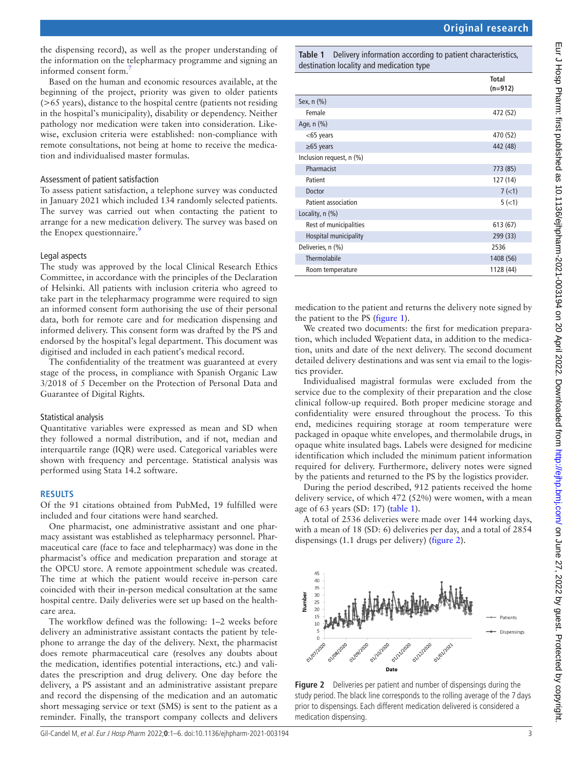the dispensing record), as well as the proper understanding of the information on the telepharmacy programme and signing an informed consent form.[7]

Based on the human and economic resources available, at the beginning of the project, priority was given to older patients (>65 years), distance to the hospital centre (patients not residing in the hospital's municipality), disability or dependency. Neither pathology nor medication were taken into consideration. Likewise, exclusion criteria were established: non-compliance with remote consultations, not being at home to receive the medication and individualised master formulas.

### Assessment of patient satisfaction

To assess patient satisfaction, a telephone survey was conducted in January 2021 which included 134 randomly selected patients. The survey was carried out when contacting the patient to arrange for a new medication delivery. The survey was based on the Enopex questionnaire.[9]

### Legal aspects

The study was approved by the local Clinical Research Ethics Committee, in accordance with the principles of the Declaration of Helsinki. All patients with inclusion criteria who agreed to take part in the telepharmacy programme were required to sign an informed consent form authorising the use of their personal data, both for remote care and for medication dispensing and informed delivery. This consent form was drafted by the PS and endorsed by the hospital's legal department. This document was digitised and included in each patient's medical record.

The confidentiality of the treatment was guaranteed at every stage of the process, in compliance with Spanish Organic Law 3/2018 of 5 December on the Protection of Personal Data and Guarantee of Digital Rights.

### Statistical analysis

Quantitative variables were expressed as mean and SD when they followed a normal distribution, and if not, median and interquartile range (IQR) were used. Categorical variables were shown with frequency and percentage. Statistical analysis was performed using Stata 14.2 software.

## RESULTS

Of the 91 citations obtained from PubMed, 19 fulfilled were included and four citations were hand searched.

One pharmacist, one administrative assistant and one pharmacy assistant was established as telepharmacy personnel. Pharmaceutical care (face to face and telepharmacy) was done in the pharmacist's office and medication preparation and storage at the OPCU store. A remote appointment schedule was created. The time at which the patient would receive in-person care coincided with their in-person medical consultation at the same hospital centre. Daily deliveries were set up based on the healthcare area.

The workflow defined was the following: 1–2 weeks before delivery an administrative assistant contacts the patient by telephone to arrange the day of the delivery. Next, the pharmacist does remote pharmaceutical care (resolves any doubts about the medication, identifies potential interactions, etc.) and validates the prescription and drug delivery. One day before the delivery, a PS assistant and an administrative assistant prepare and record the dispensing of the medication and an automatic short messaging service or text (SMS) is sent to the patient as a reminder. Finally, the transport company collects and delivers medication to the patient and returns the delivery note signed by the patient to the PS (figure 1).

We created two documents: the first for medication preparation, which included Wepatient data, in addition to the medication, units and date of the next delivery. The second document detailed delivery destinations and was sent via email to the logistics provider.

Individualised magistral formulas were excluded from the service due to the complexity of their preparation and the close clinical follow-up required. Both proper medicine storage and confidentiality were ensured throughout the process. To this end, medicines requiring storage at room temperature were packaged in opaque white envelopes, and thermolabile drugs, in opaque white insulated bags. Labels were designed for medicine identification which included the minimum patient information required for delivery. Furthermore, delivery notes were signed by the patients and returned to the PS by the logistics provider.

During the period described, 912 patients received the home delivery service, of which 472 (52%) were women, with a mean age of 63 years (SD: 17) (table 1).

**Table 1** Delivery information according to patient characteristics, destination locality and medication type

| | Total (n=912) |
|---|---|
| Sex, n (%) | |
| Female | 472 (52) |
| Age, n (%) | |
| <65 years | 470 (52) |
| ≥65 years | 442 (48) |
| Inclusion request, n (%) | |
| Pharmacist | 773 (85) |
| Patient | 127 (14) |
| Doctor | 7 (<1) |
| Patient association | 5 (<1) |
| Locality, n (%) | |
| Rest of municipalities | 613 (67) |
| Hospital municipality | 299 (33) |
| Deliveries, n (%) | 2536 |
| Thermolabile | 1408 (56) |
| Room temperature | 1128 (44) |

A total of 2536 deliveries were made over 144 working days, with a mean of 18 (SD: 6) deliveries per day, and a total of 2854 dispensings (1.1 drugs per delivery) (figure 2).

**Figure 2** Deliveries per patient and number of dispensings during the study period. The black line corresponds to the rolling average of the 7 days prior to dispensings. Each different medication delivered is considered a medication dispensing.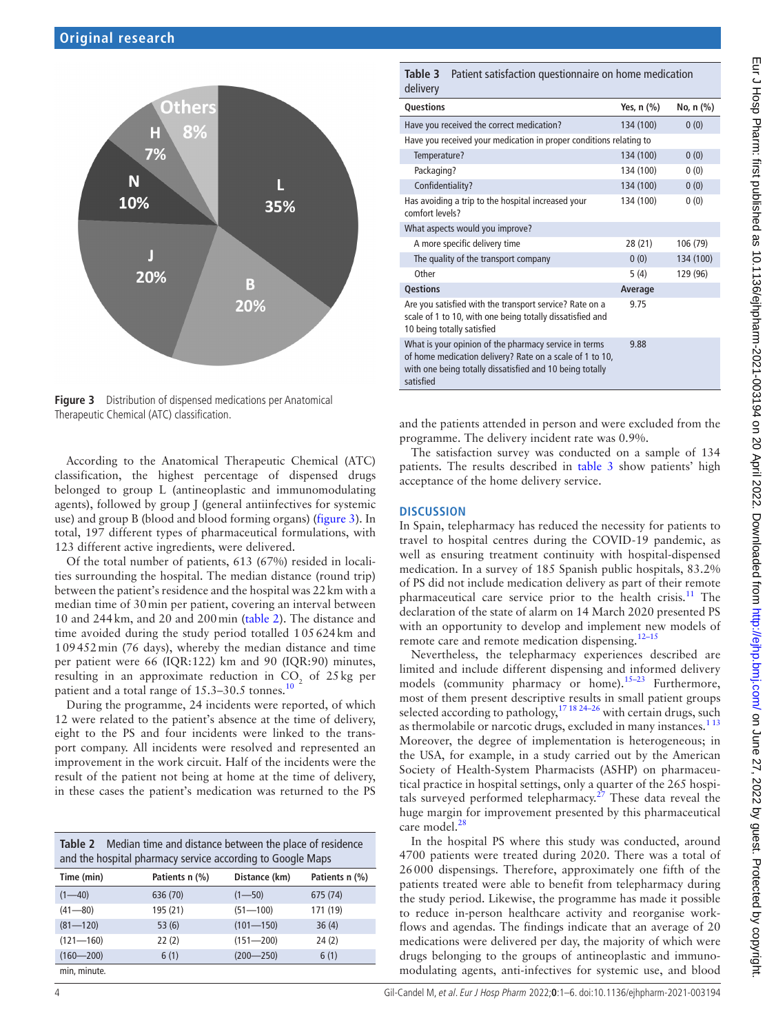Figure 3 Distribution of dispensed medications per Anatomical Therapeutic Chemical (ATC) classification.

According to the Anatomical Therapeutic Chemical (ATC) classification, the highest percentage of dispensed drugs belonged to group L (antineoplastic and immunomodulating agents), followed by group J (general antiinfectives for systemic use) and group B (blood and blood forming organs) (figure 3). In total, 197 different types of pharmaceutical formulations, with 123 different active ingredients, were delivered.

Of the total number of patients, 613 (67%) resided in localities surrounding the hospital. The median distance (round trip) between the patient's residence and the hospital was 22 km with a median time of 30 min per patient, covering an interval between 10 and 244 km, and 20 and 200 min (table 2). The distance and time avoided during the study period totalled 105 624 km and 109 452 min (76 days), whereby the median distance and time per patient were 66 (IQR:122) km and 90 (IQR:90) minutes, resulting in an approximate reduction in $CO_2$ of 25 kg per patient and a total range of 15.3–30.5 tonnes.[10]

During the programme, 24 incidents were reported, of which 12 were related to the patient's absence at the time of delivery, eight to the PS and four incidents were linked to the transport company. All incidents were resolved and represented an improvement in the work circuit. Half of the incidents were the result of the patient not being at home at the time of delivery, in these cases the patient's medication was returned to the PS and the patients attended in person and were excluded from the programme. The delivery incident rate was 0.9%.

Table 2 Median time and distance between the place of residence and the hospital pharmacy service according to Google Maps

| Time (min) | Patients n (%) | Distance (km) | Patients n (%) |
|---|---|---|---|
| (1—40) | 636 (70) | (1—50) | 675 (74) |
| (41—80) | 195 (21) | (51—100) | 171 (19) |
| (81—120) | 53 (6) | (101—150) | 36 (4) |
| (121—160) | 22 (2) | (151—200) | 24 (2) |
| (160—200) | 6 (1) | (200—250) | 6 (1) |

min, minute.

Table 3 Patient satisfaction questionnaire on home medication delivery

| Questions | Yes, n (%) | No, n (%) |
|---|---|---|
| Have you received the correct medication? | 134 (100) | 0 (0) |
| Have you received your medication in proper conditions relating to | | |
| Temperature? | 134 (100) | 0 (0) |
| Packaging? | 134 (100) | 0 (0) |
| Confidentiality? | 134 (100) | 0 (0) |
| Has avoiding a trip to the hospital increased your comfort levels? | 134 (100) | 0 (0) |
| What aspects would you improve? | | |
| A more specific delivery time | 28 (21) | 106 (79) |
| The quality of the transport company | 0 (0) | 134 (100) |
| Other | 5 (4) | 129 (96) |
| **Qestions** | **Average** | |
| Are you satisfied with the transport service? Rate on a scale of 1 to 10, with one being totally dissatisfied and 10 being totally satisfied | 9.75 | |
| What is your opinion of the pharmacy service in terms of home medication delivery? Rate on a scale of 1 to 10, with one being totally dissatisfied and 10 being totally satisfied | 9.88 | |

The satisfaction survey was conducted on a sample of 134 patients. The results described in table 3 show patients' high acceptance of the home delivery service.

## DISCUSSION

In Spain, telepharmacy has reduced the necessity for patients to travel to hospital centres during the COVID-19 pandemic, as well as ensuring treatment continuity with hospital-dispensed medication. In a survey of 185 Spanish public hospitals, 83.2% of PS did not include medication delivery as part of their remote pharmaceutical care service prior to the health crisis.[11] The declaration of the state of alarm on 14 March 2020 presented PS with an opportunity to develop and implement new models of remote care and remote medication dispensing.[12–15]

Nevertheless, the telepharmacy experiences described are limited and include different dispensing and informed delivery models (community pharmacy or home).[15–23] Furthermore, most of them present descriptive results in small patient groups selected according to pathology,[17 18 24–26] with certain drugs, such as thermolabile or narcotic drugs, excluded in many instances.[1 13] Moreover, the degree of implementation is heterogeneous; in the USA, for example, in a study carried out by the American Society of Health-System Pharmacists (ASHP) on pharmaceutical practice in hospital settings, only a quarter of the 265 hospitals surveyed performed telepharmacy.[27] These data reveal the huge margin for improvement presented by this pharmaceutical care model.[28]

In the hospital PS where this study was conducted, around 4700 patients were treated during 2020. There was a total of 26 000 dispensings. Therefore, approximately one fifth of the patients treated were able to benefit from telepharmacy during the study period. Likewise, the programme has made it possible to reduce in-person healthcare activity and reorganise workflows and agendas. The findings indicate that an average of 20 medications were delivered per day, the majority of which were drugs belonging to the groups of antineoplastic and immunomodulating agents, anti-infectives for systemic use, and blood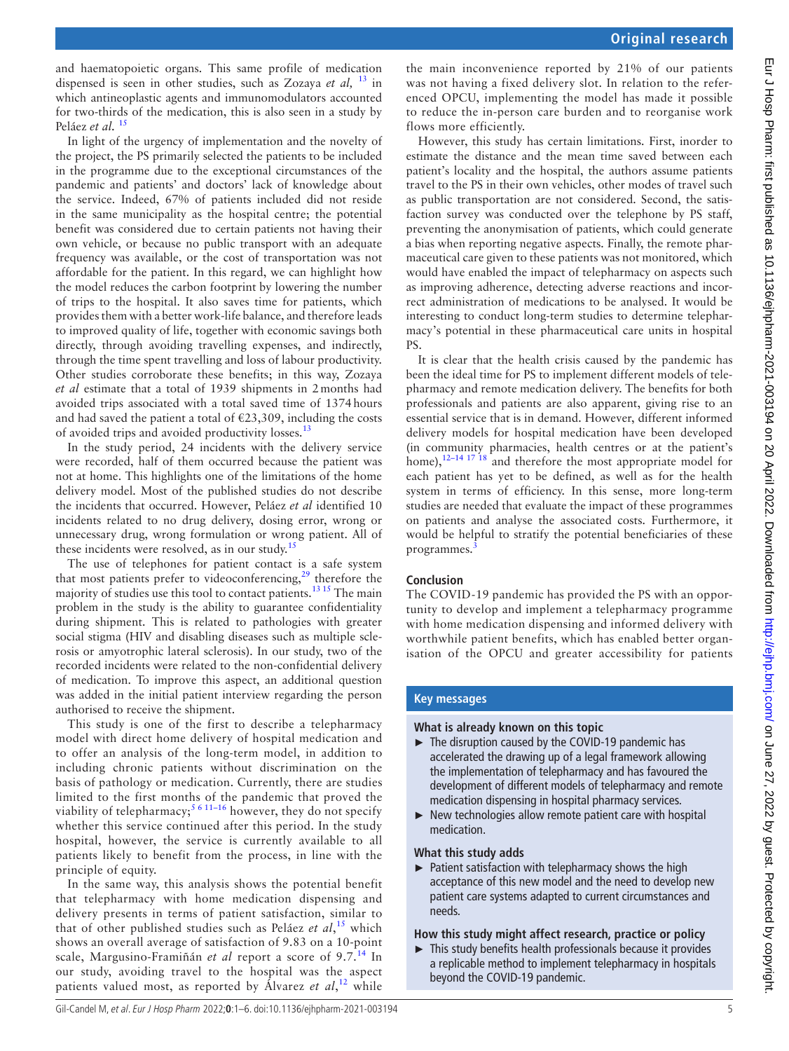and haematopoietic organs. This same profile of medication dispensed is seen in other studies, such as Zozaya *et al*,[13] in which antineoplastic agents and immunomodulators accounted for two-thirds of the medication, this is also seen in a study by Peláez *et al*.[15]

In light of the urgency of implementation and the novelty of the project, the PS primarily selected the patients to be included in the programme due to the exceptional circumstances of the pandemic and patients' and doctors' lack of knowledge about the service. Indeed, 67% of patients included did not reside in the same municipality as the hospital centre; the potential benefit was considered due to certain patients not having their own vehicle, or because no public transport with an adequate frequency was available, or the cost of transportation was not affordable for the patient. In this regard, we can highlight how the model reduces the carbon footprint by lowering the number of trips to the hospital. It also saves time for patients, which provides them with a better work-life balance, and therefore leads to improved quality of life, together with economic savings both directly, through avoiding travelling expenses, and indirectly, through the time spent travelling and loss of labour productivity. Other studies corroborate these benefits; in this way, Zozaya *et al* estimate that a total of 1939 shipments in 2 months had avoided trips associated with a total saved time of 1374 hours and had saved the patient a total of €23,309, including the costs of avoided trips and avoided productivity losses.[13]

In the study period, 24 incidents with the delivery service were recorded, half of them occurred because the patient was not at home. This highlights one of the limitations of the home delivery model. Most of the published studies do not describe the incidents that occurred. However, Peláez *et al* identified 10 incidents related to no drug delivery, dosing error, wrong or unnecessary drug, wrong formulation or wrong patient. All of these incidents were resolved, as in our study.[15]

The use of telephones for patient contact is a safe system that most patients prefer to videoconferencing,[29] therefore the majority of studies use this tool to contact patients.[13 15] The main problem in the study is the ability to guarantee confidentiality during shipment. This is related to pathologies with greater social stigma (HIV and disabling diseases such as multiple sclerosis or amyotrophic lateral sclerosis). In our study, two of the recorded incidents were related to the non-confidential delivery of medication. To improve this aspect, an additional question was added in the initial patient interview regarding the person authorised to receive the shipment.

This study is one of the first to describe a telepharmacy model with direct home delivery of hospital medication and to offer an analysis of the long-term model, in addition to including chronic patients without discrimination on the basis of pathology or medication. Currently, there are studies limited to the first months of the pandemic that proved the viability of telepharmacy;[5 6 11–16] however, they do not specify whether this service continued after this period. In the study hospital, however, the service is currently available to all patients likely to benefit from the process, in line with the principle of equity.

In the same way, this analysis shows the potential benefit that telepharmacy with home medication dispensing and delivery presents in terms of patient satisfaction, similar to that of other published studies such as Peláez *et al*,[15] which shows an overall average of satisfaction of 9.83 on a 10-point scale, Margusino-Framiñán *et al* report a score of 9.7.[14] In our study, avoiding travel to the hospital was the aspect patients valued most, as reported by Álvarez *et al*,[12] while the main inconvenience reported by 21% of our patients was not having a fixed delivery slot. In relation to the referenced OPCU, implementing the model has made it possible to reduce the in-person care burden and to reorganise work flows more efficiently.

However, this study has certain limitations. First, inorder to estimate the distance and the mean time saved between each patient's locality and the hospital, the authors assume patients travel to the PS in their own vehicles, other modes of travel such as public transportation are not considered. Second, the satisfaction survey was conducted over the telephone by PS staff, preventing the anonymisation of patients, which could generate a bias when reporting negative aspects. Finally, the remote pharmaceutical care given to these patients was not monitored, which would have enabled the impact of telepharmacy on aspects such as improving adherence, detecting adverse reactions and incorrect administration of medications to be analysed. It would be interesting to conduct long-term studies to determine telepharmacy's potential in these pharmaceutical care units in hospital PS.

It is clear that the health crisis caused by the pandemic has been the ideal time for PS to implement different models of telepharmacy and remote medication delivery. The benefits for both professionals and patients are also apparent, giving rise to an essential service that is in demand. However, different informed delivery models for hospital medication have been developed (in community pharmacies, health centres or at the patient's home),[12–14 17 18] and therefore the most appropriate model for each patient has yet to be defined, as well as for the health system in terms of efficiency. In this sense, more long-term studies are needed that evaluate the impact of these programmes on patients and analyse the associated costs. Furthermore, it would be helpful to stratify the potential beneficiaries of these programmes.[3]

## Conclusion

The COVID-19 pandemic has provided the PS with an opportunity to develop and implement a telepharmacy programme with home medication dispensing and informed delivery with worthwhile patient benefits, which has enabled better organisation of the OPCU and greater accessibility for patients

## Key messages

### What is already known on this topic

- The disruption caused by the COVID-19 pandemic has accelerated the drawing up of a legal framework allowing the implementation of telepharmacy and has favoured the development of different models of telepharmacy and remote medication dispensing in hospital pharmacy services.
- New technologies allow remote patient care with hospital medication.

### What this study adds

- Patient satisfaction with telepharmacy shows the high acceptance of this new model and the need to develop new patient care systems adapted to current circumstances and needs.

### How this study might affect research, practice or policy

- This study benefits health professionals because it provides a replicable method to implement telepharmacy in hospitals beyond the COVID-19 pandemic.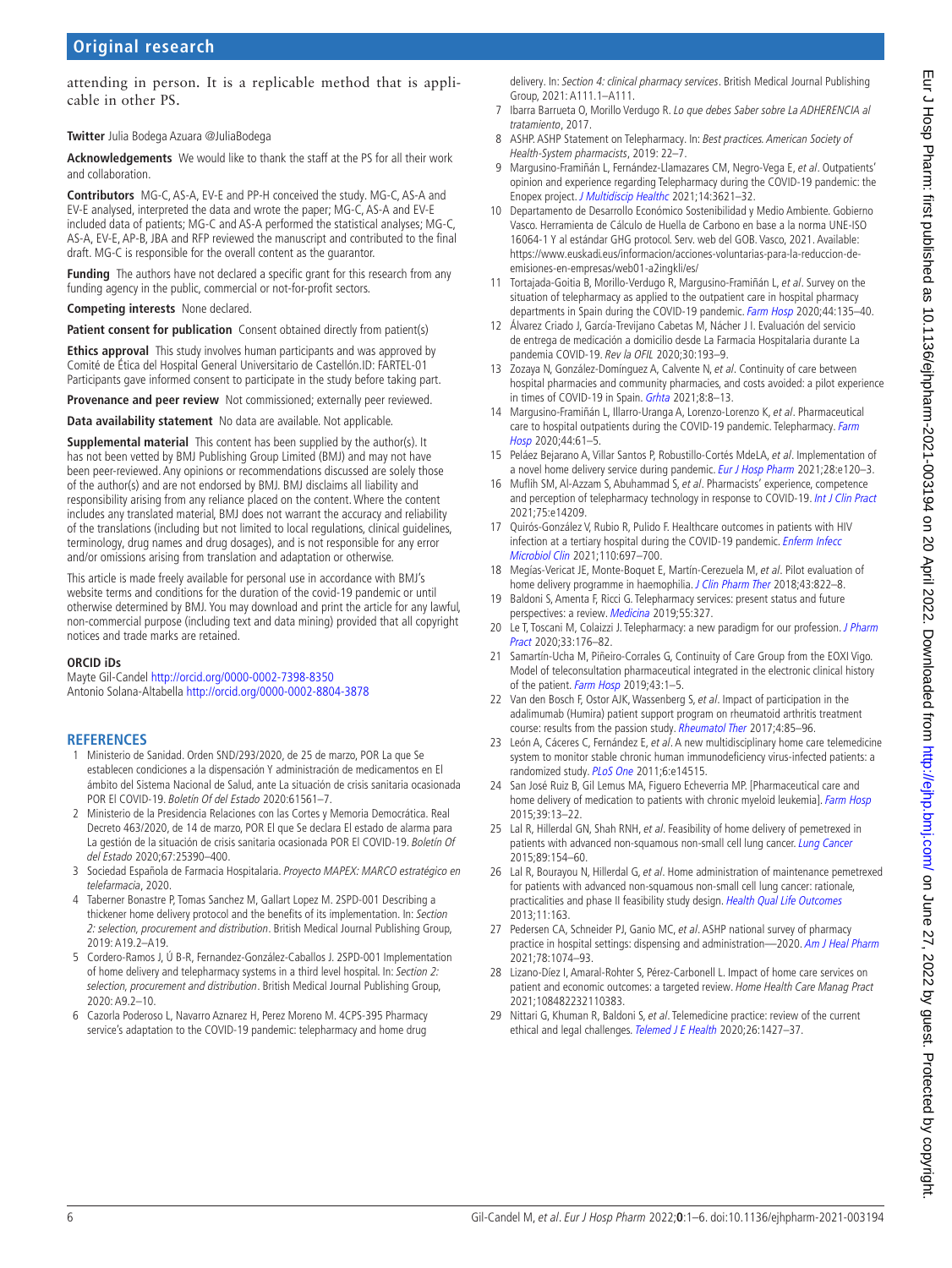attending in person. It is a replicable method that is applicable in other PS.

**Twitter** Julia Bodega Azuara @JuliaBodega

**Acknowledgements** We would like to thank the staff at the PS for all their work and collaboration.

**Contributors** MG-C, AS-A, EV-E and PP-H conceived the study. MG-C, AS-A and EV-E analysed, interpreted the data and wrote the paper; MG-C, AS-A and EV-E included data of patients; MG-C and AS-A performed the statistical analyses; MG-C, AS-A, EV-E, AP-B, JBA and RFP reviewed the manuscript and contributed to the final draft. MG-C is responsible for the overall content as the guarantor.

**Funding** The authors have not declared a specific grant for this research from any funding agency in the public, commercial or not-for-profit sectors.

**Competing interests** None declared.

**Patient consent for publication** Consent obtained directly from patient(s)

**Ethics approval** This study involves human participants and was approved by Comité de Ética del Hospital General Universitario de Castellón.ID: FARTEL-01 Participants gave informed consent to participate in the study before taking part.

**Provenance and peer review** Not commissioned; externally peer reviewed.

**Data availability statement** No data are available. Not applicable.

**Supplemental material** This content has been supplied by the author(s). It has not been vetted by BMJ Publishing Group Limited (BMJ) and may not have been peer-reviewed. Any opinions or recommendations discussed are solely those of the author(s) and are not endorsed by BMJ. BMJ disclaims all liability and responsibility arising from any reliance placed on the content. Where the content includes any translated material, BMJ does not warrant the accuracy and reliability of the translations (including but not limited to local regulations, clinical guidelines, terminology, drug names and drug dosages), and is not responsible for any error and/or omissions arising from translation and adaptation or otherwise.

This article is made freely available for personal use in accordance with BMJ's website terms and conditions for the duration of the covid-19 pandemic or until otherwise determined by BMJ. You may download and print the article for any lawful, non-commercial purpose (including text and data mining) provided that all copyright notices and trade marks are retained.

**ORCID iDs**

Mayte Gil-Candel http://orcid.org/0000-0002-7398-8350
Antonio Solana-Altabella http://orcid.org/0000-0002-8804-3878

## REFERENCES

1. Ministerio de Sanidad. Orden SND/293/2020, de 25 de marzo, POR La que Se establecen condiciones a la dispensación Y administración de medicamentos en El ámbito del Sistema Nacional de Salud, ante La situación de crisis sanitaria ocasionada POR El COVID-19. *Boletín Of del Estado* 2020:61561–7.
2. Ministerio de la Presidencia Relaciones con las Cortes y Memoria Democrática. Real Decreto 463/2020, de 14 de marzo, POR El que Se declara El estado de alarma para La gestión de la situación de crisis sanitaria ocasionada POR El COVID-19. *Boletín Of del Estado* 2020;67:25390–400.
3. Sociedad Española de Farmacia Hospitalaria. *Proyecto MAPEX: MARCO estratégico en telefarmacia*, 2020.
4. Taberner Bonastre P, Tomas Sanchez M, Gallart Lopez M. 2SPD-001 Describing a thickener home delivery protocol and the benefits of its implementation. In: *Section 2: selection, procurement and distribution*. British Medical Journal Publishing Group, 2019: A19.2–A19.
5. Cordero-Ramos J, Ú B-R, Fernandez-González-Caballos J. 2SPD-001 Implementation of home delivery and telepharmacy systems in a third level hospital. In: *Section 2: selection, procurement and distribution*. British Medical Journal Publishing Group, 2020: A9.2–10.
6. Cazorla Poderoso L, Navarro Aznarez H, Perez Moreno M. 4CPS-395 Pharmacy service's adaptation to the COVID-19 pandemic: telepharmacy and home drug delivery. In: *Section 4: clinical pharmacy services*. British Medical Journal Publishing Group, 2021: A111.1–A111.
7. Ibarra Barrueta O, Morillo Verdugo R. *Lo que debes Saber sobre La ADHERENCIA al tratamiento*, 2017.
8. ASHP. ASHP Statement on Telepharmacy. In: *Best practices. American Society of Health-System pharmacists*, 2019: 22–7.
9. Margusino-Framiñán L, Fernández-Llamazares CM, Negro-Vega E, *et al*. Outpatients' opinion and experience regarding Telepharmacy during the COVID-19 pandemic: the Enopex project. *J Multidiscip Healthc* 2021;14:3621–32.
10. Departamento de Desarrollo Económico Sostenibilidad y Medio Ambiente. Gobierno Vasco. Herramienta de Cálculo de Huella de Carbono en base a la norma UNE-ISO 16064-1 Y al estándar GHG protocol. Serv. web del GOB. Vasco, 2021. Available: https://www.euskadi.eus/informacion/acciones-voluntarias-para-la-reduccion-de-emisiones-en-empresas/web01-a2ingkli/es/
11. Tortajada-Goitia B, Morillo-Verdugo R, Margusino-Framiñán L, *et al*. Survey on the situation of telepharmacy as applied to the outpatient care in hospital pharmacy departments in Spain during the COVID-19 pandemic. *Farm Hosp* 2020;44:135–40.
12. Álvarez Criado J, García-Trevijano Cabetas M, Nácher J I. Evaluación del servicio de entrega de medicación a domicilio desde La Farmacia Hospitalaria durante La pandemia COVID-19. *Rev la OFIL* 2020;30:193–9.
13. Zozaya N, González-Domínguez A, Calvente N, *et al*. Continuity of care between hospital pharmacies and community pharmacies, and costs avoided: a pilot experience in times of COVID-19 in Spain. *Grhta* 2021;8:8–13.
14. Margusino-Framiñán L, Illarro-Uranga A, Lorenzo-Lorenzo K, *et al*. Pharmaceutical care to hospital outpatients during the COVID-19 pandemic. Telepharmacy. *Farm Hosp* 2020;44:61–5.
15. Peláez Bejarano A, Villar Santos P, Robustillo-Cortés MdeLA, *et al*. Implementation of a novel home delivery service during pandemic. *Eur J Hosp Pharm* 2021;28:e120–3.
16. Muflih SM, Al-Azzam S, Abuhammad S, *et al*. Pharmacists' experience, competence and perception of telepharmacy technology in response to COVID-19. *Int J Clin Pract* 2021;75:e14209.
17. Quirós-González V, Rubio R, Pulido F. Healthcare outcomes in patients with HIV infection at a tertiary hospital during the COVID-19 pandemic. *Enferm Infecc Microbiol Clin* 2021;110:697–700.
18. Megías-Vericat JE, Monte-Boquet E, Martín-Cerezuela M, *et al*. Pilot evaluation of home delivery programme in haemophilia. *J Clin Pharm Ther* 2018;43:822–8.
19. Baldoni S, Amenta F, Ricci G. Telepharmacy services: present status and future perspectives: a review. *Medicina* 2019;55:327.
20. Le T, Toscani M, Colaizzi J. Telepharmacy: a new paradigm for our profession. *J Pharm Pract* 2020;33:176–82.
21. Samartín-Ucha M, Piñeiro-Corrales G, Continuity of Care Group from the EOXI Vigo. Model of teleconsultation pharmaceutical integrated in the electronic clinical history of the patient. *Farm Hosp* 2019;43:1–5.
22. Van den Bosch F, Ostor AJK, Wassenberg S, *et al*. Impact of participation in the adalimumab (Humira) patient support program on rheumatoid arthritis treatment course: results from the passion study. *Rheumatol Ther* 2017;4:85–96.
23. León A, Cáceres C, Fernández E, *et al*. A new multidisciplinary home care telemedicine system to monitor stable chronic human immunodeficiency virus-infected patients: a randomized study. *PLoS One* 2011;6:e14515.
24. San José Ruiz B, Gil Lemus MA, Figuero Echeverria MP. [Pharmaceutical care and home delivery of medication to patients with chronic myeloid leukemia]. *Farm Hosp* 2015;39:13–22.
25. Lal R, Hillerdal GN, Shah RNH, *et al*. Feasibility of home delivery of pemetrexed in patients with advanced non-squamous non-small cell lung cancer. *Lung Cancer* 2015;89:154–60.
26. Lal R, Bourayou N, Hillerdal G, *et al*. Home administration of maintenance pemetrexed for patients with advanced non-squamous non-small cell lung cancer: rationale, practicalities and phase II feasibility study design. *Health Qual Life Outcomes* 2013;11:163.
27. Pedersen CA, Schneider PJ, Ganio MC, *et al*. ASHP national survey of pharmacy practice in hospital settings: dispensing and administration—2020. *Am J Heal Pharm* 2021;78:1074–93.
28. Lizano-Díez I, Amaral-Rohter S, Pérez-Carbonell L. Impact of home care services on patient and economic outcomes: a targeted review. *Home Health Care Manag Pract* 2021;108482232110383.
29. Nittari G, Khuman R, Baldoni S, *et al*. Telemedicine practice: review of the current ethical and legal challenges. *Telemed J E Health* 2020;26:1427–37.